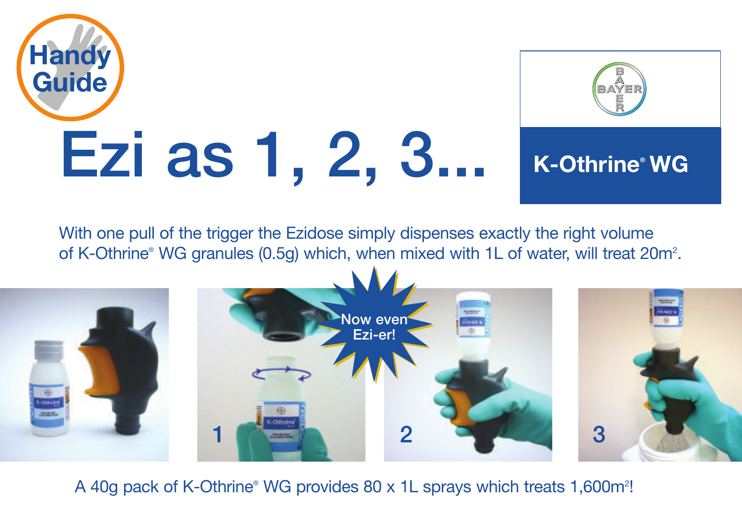Handy Guide

# Ezi as 1, 2, 3...

BAYER

**K-Othrine® WG**

With one pull of the trigger the Ezidose simply dispenses exactly the right volume of K-Othrine® WG granules (0.5g) which, when mixed with 1L of water, will treat 20m².

Now even Ezi-er!

1

2

3

A 40g pack of K-Othrine® WG provides 80 x 1L sprays which treats 1,600m²!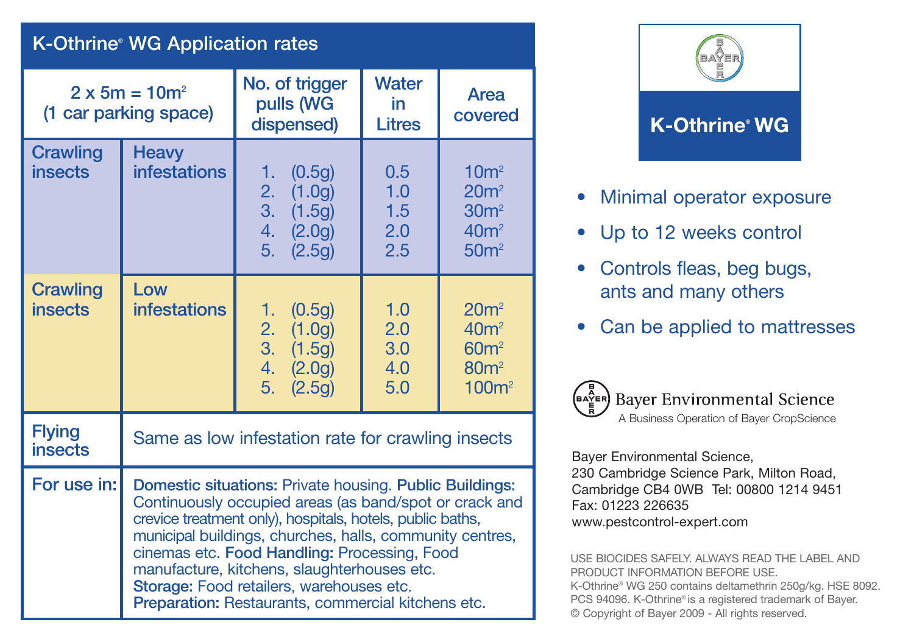## K-Othrine® WG Application rates

| 2 x 5m = 10m² (1 car parking space) | | No. of trigger pulls (WG dispensed) | Water in Litres | Area covered |
|---|---|---|---|---|
| Crawling insects | Heavy infestations | 1. (0.5g)<br>2. (1.0g)<br>3. (1.5g)<br>4. (2.0g)<br>5. (2.5g) | 0.5<br>1.0<br>1.5<br>2.0<br>2.5 | 10m²<br>20m²<br>30m²<br>40m²<br>50m² |
| Crawling insects | Low infestations | 1. (0.5g)<br>2. (1.0g)<br>3. (1.5g)<br>4. (2.0g)<br>5. (2.5g) | 1.0<br>2.0<br>3.0<br>4.0<br>5.0 | 20m²<br>40m²<br>60m²<br>80m²<br>100m² |
| Flying insects | Same as low infestation rate for crawling insects | | | |
| For use in: | **Domestic situations:** Private housing. **Public Buildings:** Continuously occupied areas (as band/spot or crack and crevice treatment only), hospitals, hotels, public baths, municipal buildings, churches, halls, community centres, cinemas etc. **Food Handling:** Processing, Food manufacture, kitchens, slaughterhouses etc. **Storage:** Food retailers, warehouses etc. **Preparation:** Restaurants, commercial kitchens etc. | | | |

BAYER

**K-Othrine® WG**

- Minimal operator exposure
- Up to 12 weeks control
- Controls fleas, beg bugs, ants and many others
- Can be applied to mattresses

Bayer Environmental Science
A Business Operation of Bayer CropScience

Bayer Environmental Science,
230 Cambridge Science Park, Milton Road,
Cambridge CB4 0WB Tel: 00800 1214 9451
Fax: 01223 226635
www.pestcontrol-expert.com

USE BIOCIDES SAFELY. ALWAYS READ THE LABEL AND PRODUCT INFORMATION BEFORE USE.
K-Othrine® WG 250 contains deltamethrin 250g/kg. HSE 8092. PCS 94096. K-Othrine® is a registered trademark of Bayer.
© Copyright of Bayer 2009 - All rights reserved.